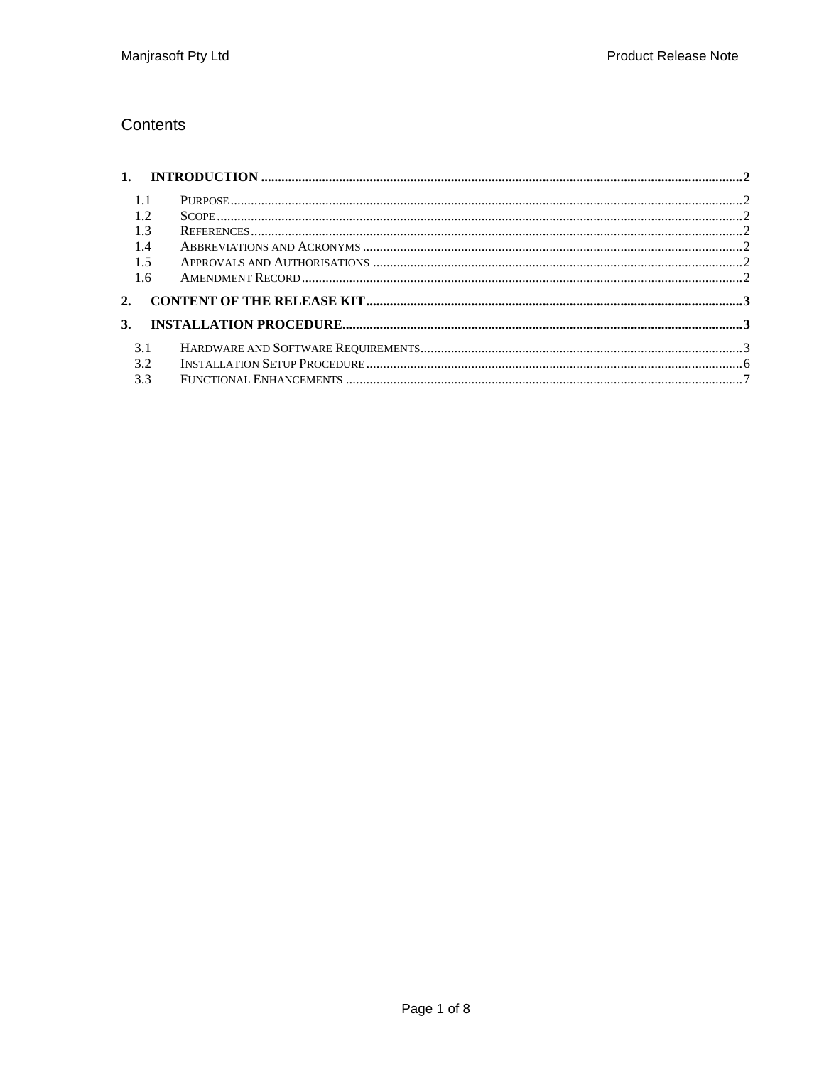# Contents

**1. INTRODUCTION ........................................................................................................ 2**

- 1.1 Purpose ........................................................................................................ 2
- 1.2 Scope ........................................................................................................ 2
- 1.3 References ........................................................................................................ 2
- 1.4 Abbreviations and Acronyms ........................................................................................................ 2
- 1.5 Approvals and Authorisations ........................................................................................................ 2
- 1.6 Amendment Record ........................................................................................................ 2

**2. CONTENT OF THE RELEASE KIT ........................................................................................................ 3**

**3. INSTALLATION PROCEDURE ........................................................................................................ 3**

- 3.1 Hardware and Software Requirements ........................................................................................................ 3
- 3.2 Installation Setup Procedure ........................................................................................................ 6
- 3.3 Functional Enhancements ........................................................................................................ 7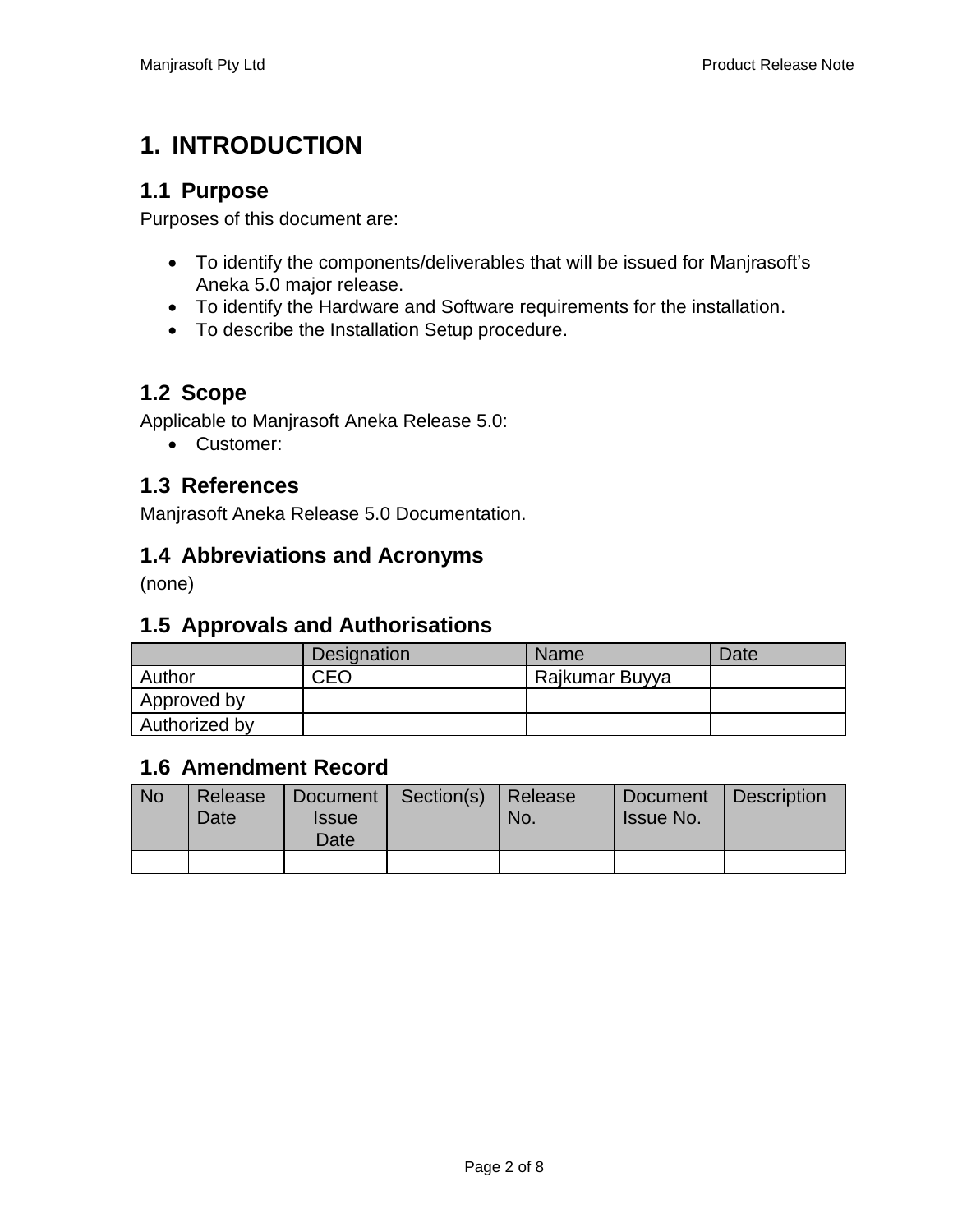# 1. INTRODUCTION

## 1.1 Purpose

Purposes of this document are:

- To identify the components/deliverables that will be issued for Manjrasoft's Aneka 5.0 major release.
- To identify the Hardware and Software requirements for the installation.
- To describe the Installation Setup procedure.

## 1.2 Scope

Applicable to Manjrasoft Aneka Release 5.0:

- Customer:

## 1.3 References

Manjrasoft Aneka Release 5.0 Documentation.

## 1.4 Abbreviations and Acronyms

(none)

## 1.5 Approvals and Authorisations

| | Designation | Name | Date |
|---|---|---|---|
| Author | CEO | Rajkumar Buyya | |
| Approved by | | | |
| Authorized by | | | |

## 1.6 Amendment Record

| No | Release Date | Document Issue Date | Section(s) | Release No. | Document Issue No. | Description |
|---|---|---|---|---|---|---|
| | | | | | | |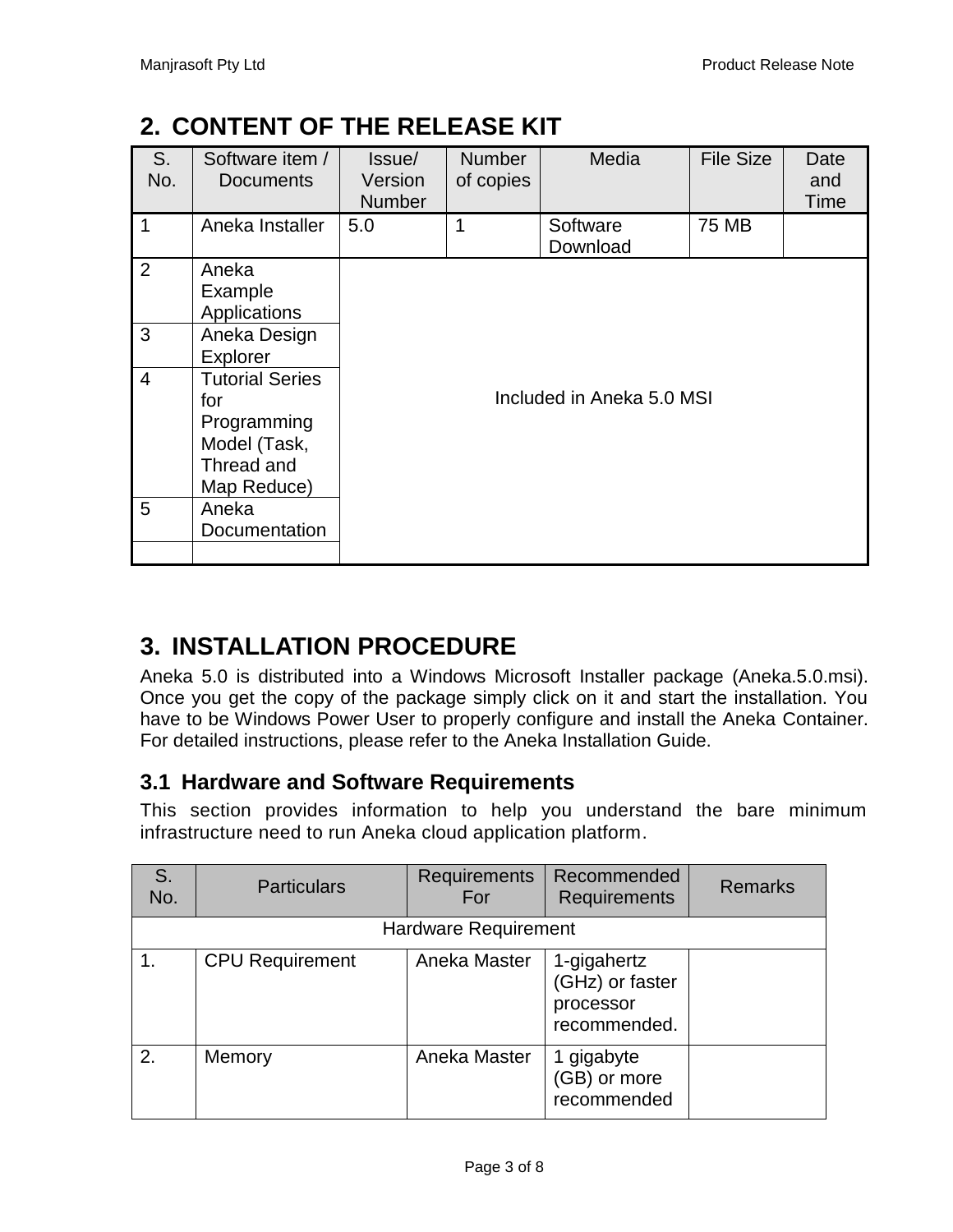## 2. CONTENT OF THE RELEASE KIT

| S. No. | Software item / Documents | Issue/ Version Number | Number of copies | Media | File Size | Date and Time |
|---|---|---|---|---|---|---|
| 1 | Aneka Installer | 5.0 | 1 | Software Download | 75 MB | |
| 2 | Aneka Example Applications | Included in Aneka 5.0 MSI | | | | |
| 3 | Aneka Design Explorer | | | | | |
| 4 | Tutorial Series for Programming Model (Task, Thread and Map Reduce) | | | | | |
| 5 | Aneka Documentation | | | | | |
| | | | | | | |

## 3. INSTALLATION PROCEDURE

Aneka 5.0 is distributed into a Windows Microsoft Installer package (Aneka.5.0.msi). Once you get the copy of the package simply click on it and start the installation. You have to be Windows Power User to properly configure and install the Aneka Container. For detailed instructions, please refer to the Aneka Installation Guide.

### 3.1 Hardware and Software Requirements

This section provides information to help you understand the bare minimum infrastructure need to run Aneka cloud application platform.

| S. No. | Particulars | Requirements For | Recommended Requirements | Remarks |
|---|---|---|---|---|
| Hardware Requirement | | | | |
| 1. | CPU Requirement | Aneka Master | 1-gigahertz (GHz) or faster processor recommended. | |
| 2. | Memory | Aneka Master | 1 gigabyte (GB) or more recommended | |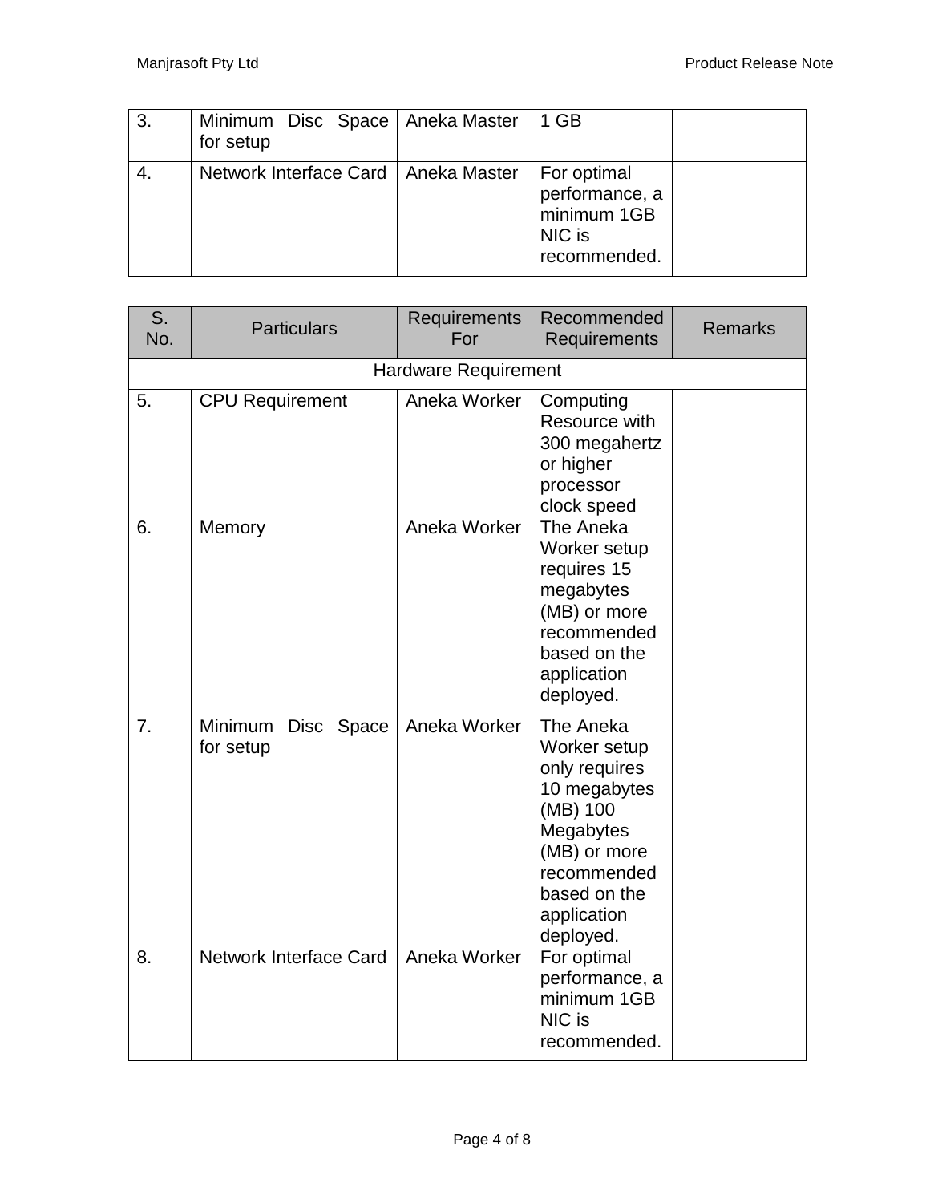| 3. | Minimum Disc Space for setup | Aneka Master | 1 GB | |
|---|---|---|---|---|
| 4. | Network Interface Card | Aneka Master | For optimal performance, a minimum 1GB NIC is recommended. | |

| S. No. | Particulars | Requirements For | Recommended Requirements | Remarks |
|---|---|---|---|---|
| Hardware Requirement | | | | |
| 5. | CPU Requirement | Aneka Worker | Computing Resource with 300 megahertz or higher processor clock speed | |
| 6. | Memory | Aneka Worker | The Aneka Worker setup requires 15 megabytes (MB) or more recommended based on the application deployed. | |
| 7. | Minimum Disc Space for setup | Aneka Worker | The Aneka Worker setup only requires 10 megabytes (MB) 100 Megabytes (MB) or more recommended based on the application deployed. | |
| 8. | Network Interface Card | Aneka Worker | For optimal performance, a minimum 1GB NIC is recommended. | |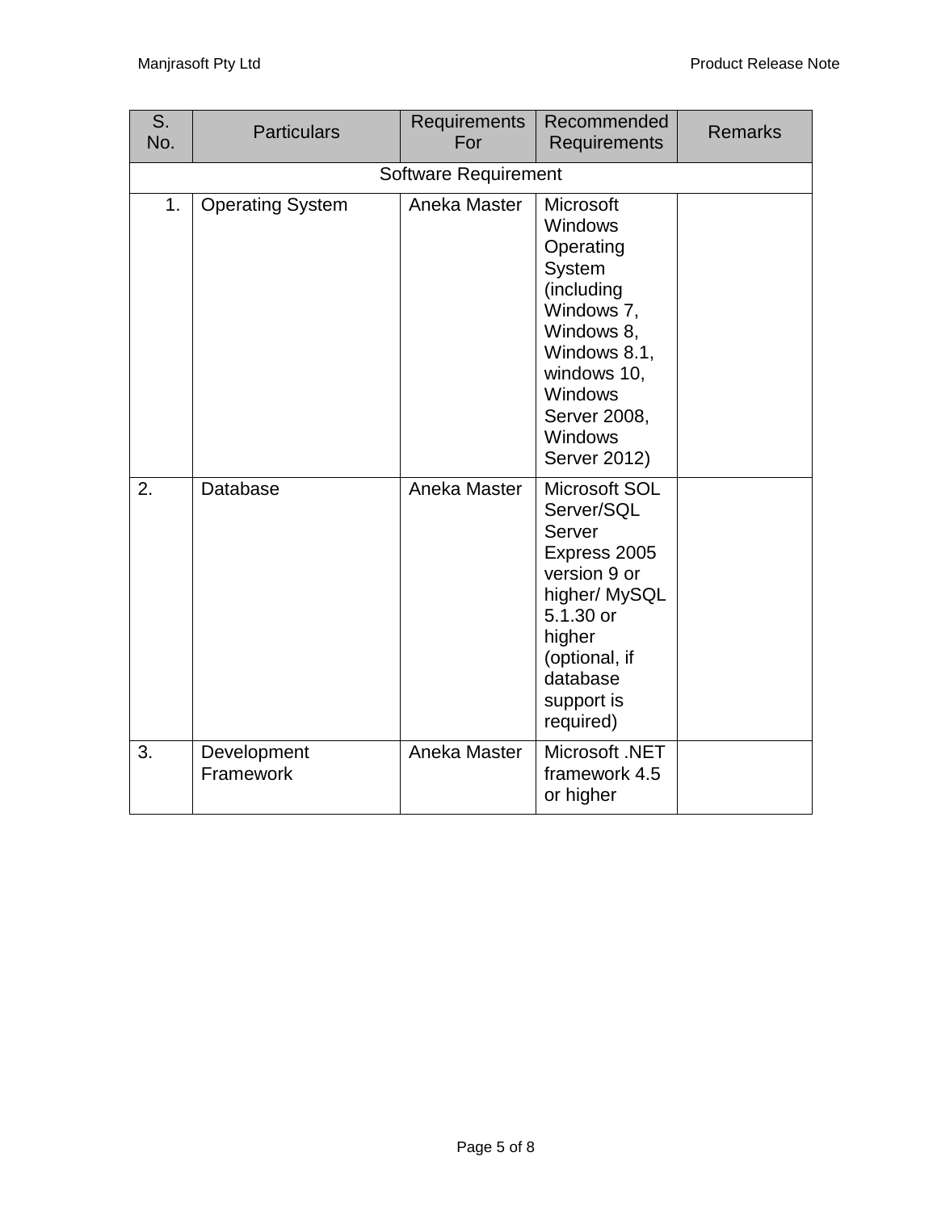| S. No. | Particulars | Requirements For | Recommended Requirements | Remarks |
|---|---|---|---|---|
| Software Requirement | | | | |
| 1. | Operating System | Aneka Master | Microsoft Windows Operating System (including Windows 7, Windows 8, Windows 8.1, windows 10, Windows Server 2008, Windows Server 2012) | |
| 2. | Database | Aneka Master | Microsoft SOL Server/SQL Server Express 2005 version 9 or higher/ MySQL 5.1.30 or higher (optional, if database support is required) | |
| 3. | Development Framework | Aneka Master | Microsoft .NET framework 4.5 or higher | |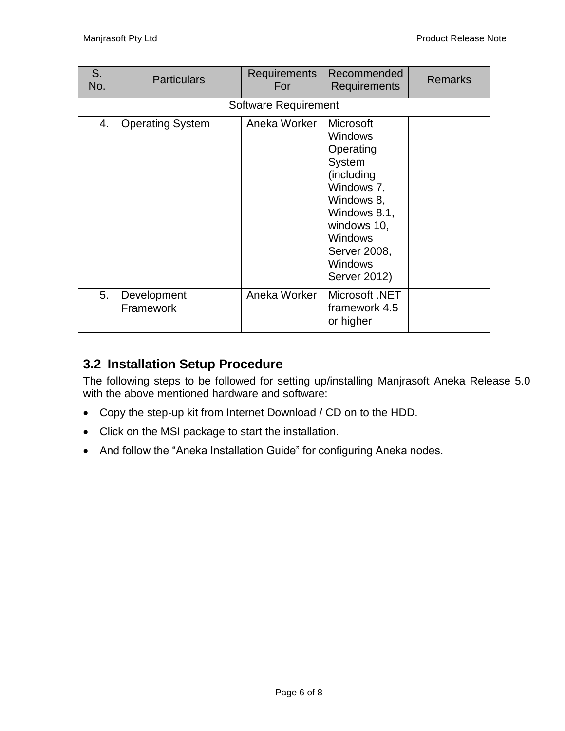| S. No. | Particulars | Requirements For | Recommended Requirements | Remarks |
|---|---|---|---|---|
| Software Requirement | | | | |
| 4. | Operating System | Aneka Worker | Microsoft Windows Operating System (including Windows 7, Windows 8, Windows 8.1, windows 10, Windows Server 2008, Windows Server 2012) | |
| 5. | Development Framework | Aneka Worker | Microsoft .NET framework 4.5 or higher | |

## 3.2 Installation Setup Procedure

The following steps to be followed for setting up/installing Manjrasoft Aneka Release 5.0 with the above mentioned hardware and software:

- Copy the step-up kit from Internet Download / CD on to the HDD.
- Click on the MSI package to start the installation.
- And follow the “Aneka Installation Guide” for configuring Aneka nodes.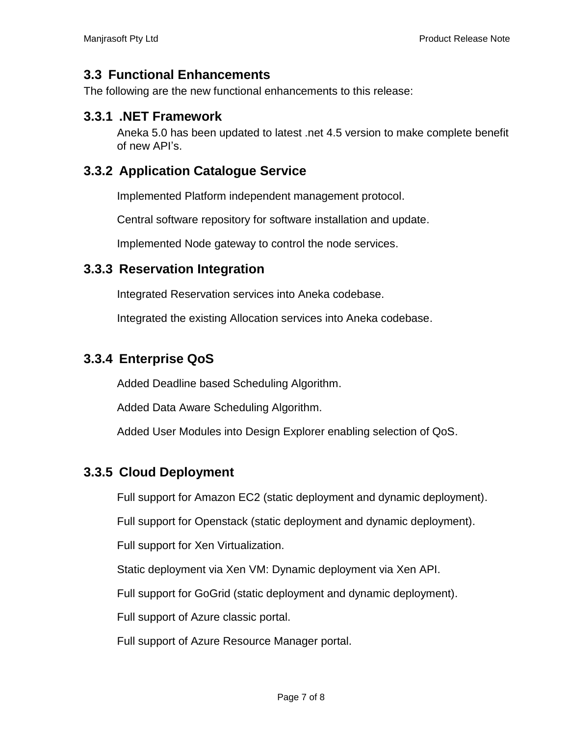## 3.3 Functional Enhancements

The following are the new functional enhancements to this release:

### 3.3.1 .NET Framework

Aneka 5.0 has been updated to latest .net 4.5 version to make complete benefit of new API's.

### 3.3.2 Application Catalogue Service

Implemented Platform independent management protocol.

Central software repository for software installation and update.

Implemented Node gateway to control the node services.

### 3.3.3 Reservation Integration

Integrated Reservation services into Aneka codebase.

Integrated the existing Allocation services into Aneka codebase.

### 3.3.4 Enterprise QoS

Added Deadline based Scheduling Algorithm.

Added Data Aware Scheduling Algorithm.

Added User Modules into Design Explorer enabling selection of QoS.

### 3.3.5 Cloud Deployment

Full support for Amazon EC2 (static deployment and dynamic deployment).

Full support for Openstack (static deployment and dynamic deployment).

Full support for Xen Virtualization.

Static deployment via Xen VM: Dynamic deployment via Xen API.

Full support for GoGrid (static deployment and dynamic deployment).

Full support of Azure classic portal.

Full support of Azure Resource Manager portal.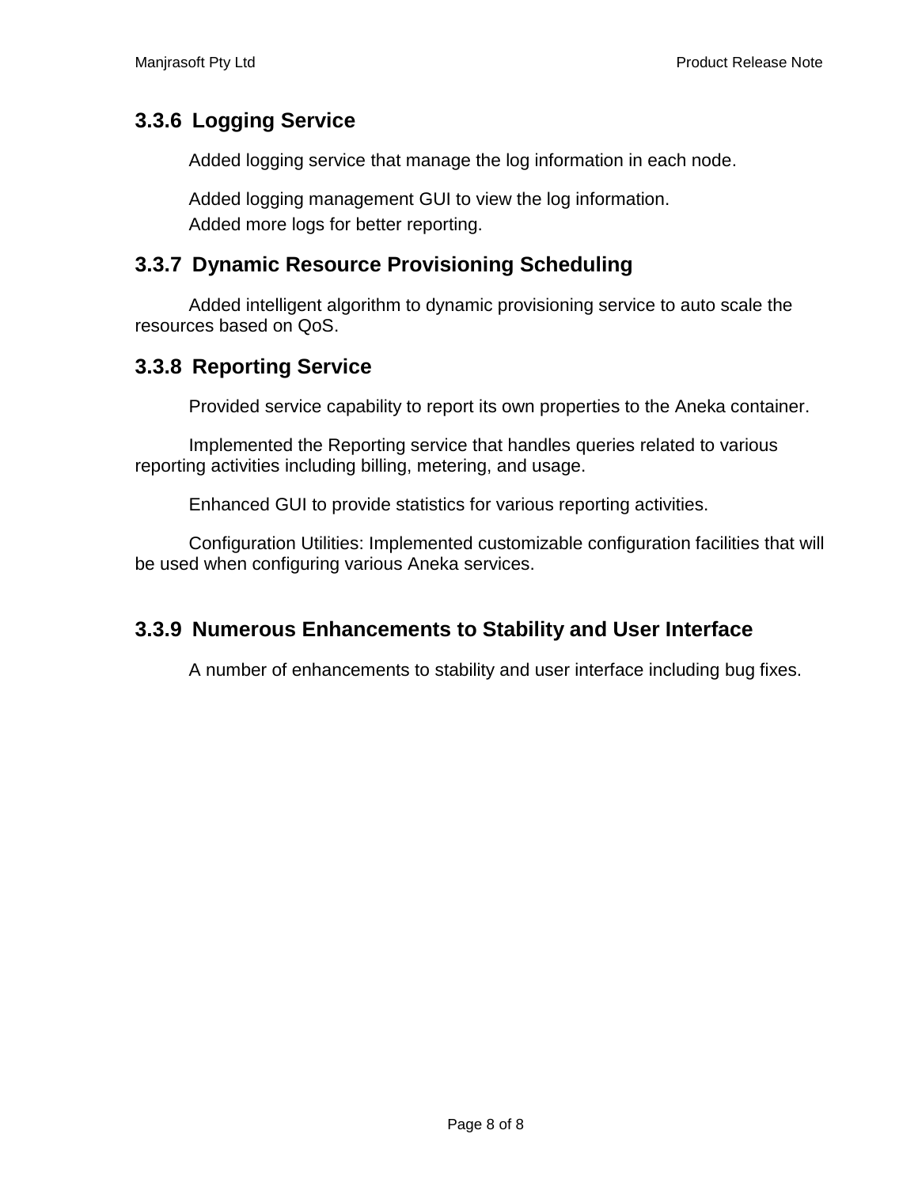### 3.3.6 Logging Service

Added logging service that manage the log information in each node.

Added logging management GUI to view the log information.
Added more logs for better reporting.

### 3.3.7 Dynamic Resource Provisioning Scheduling

Added intelligent algorithm to dynamic provisioning service to auto scale the resources based on QoS.

### 3.3.8 Reporting Service

Provided service capability to report its own properties to the Aneka container.

Implemented the Reporting service that handles queries related to various reporting activities including billing, metering, and usage.

Enhanced GUI to provide statistics for various reporting activities.

Configuration Utilities: Implemented customizable configuration facilities that will be used when configuring various Aneka services.

### 3.3.9 Numerous Enhancements to Stability and User Interface

A number of enhancements to stability and user interface including bug fixes.